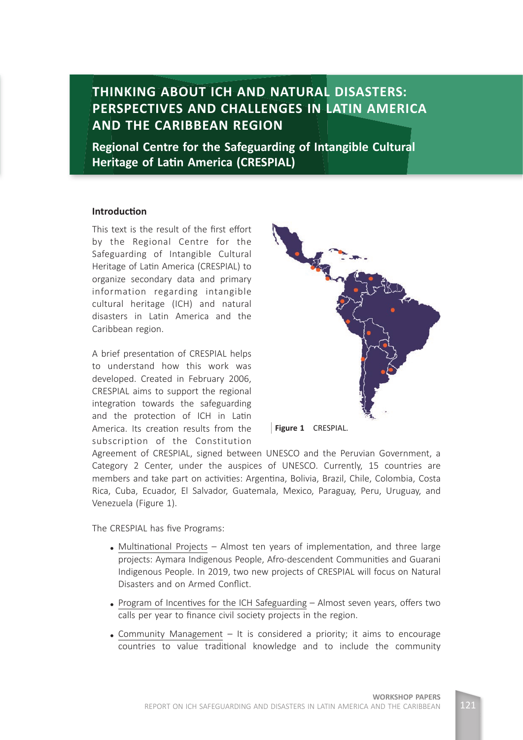# THINKING ABOUT ICH AND NATURAL DISASTERS: PERSPECTIVES AND CHALLENGES IN LATIN AMERICA AND THE CARIBBEAN REGION

**Regional Centre for the Safeguarding of Intangible Cultural Heritage of Latin America (CRESPIAL)**

### Introduction

This text is the result of the first effort by the Regional Centre for the Safeguarding of Intangible Cultural Heritage of Latin America (CRESPIAL) to organize secondary data and primary information regarding intangible cultural heritage (ICH) and natural disasters in Latin America and the Caribbean region.

A brief presentation of CRESPIAL helps to understand how this work was developed. Created in February 2006, CRESPIAL aims to support the regional integration towards the safeguarding and the protection of ICH in Latin America. Its creation results from the subscription of the Constitution Agreement of CRESPIAL, signed between UNESCO and the Peruvian Government, a Category 2 Center, under the auspices of UNESCO. Currently, 15 countries are members and take part on activities: Argentina, Bolivia, Brazil, Chile, Colombia, Costa Rica, Cuba, Ecuador, El Salvador, Guatemala, Mexico, Paraguay, Peru, Uruguay, and Venezuela (Figure 1).

**Figure 1** CRESPIAL.

The CRESPIAL has five Programs:

- Multinational Projects – Almost ten years of implementation, and three large projects: Aymara Indigenous People, Afro-descendent Communities and Guarani Indigenous People. In 2019, two new projects of CRESPIAL will focus on Natural Disasters and on Armed Conflict.
- Program of Incentives for the ICH Safeguarding – Almost seven years, offers two calls per year to finance civil society projects in the region.
- Community Management – It is considered a priority; it aims to encourage countries to value traditional knowledge and to include the community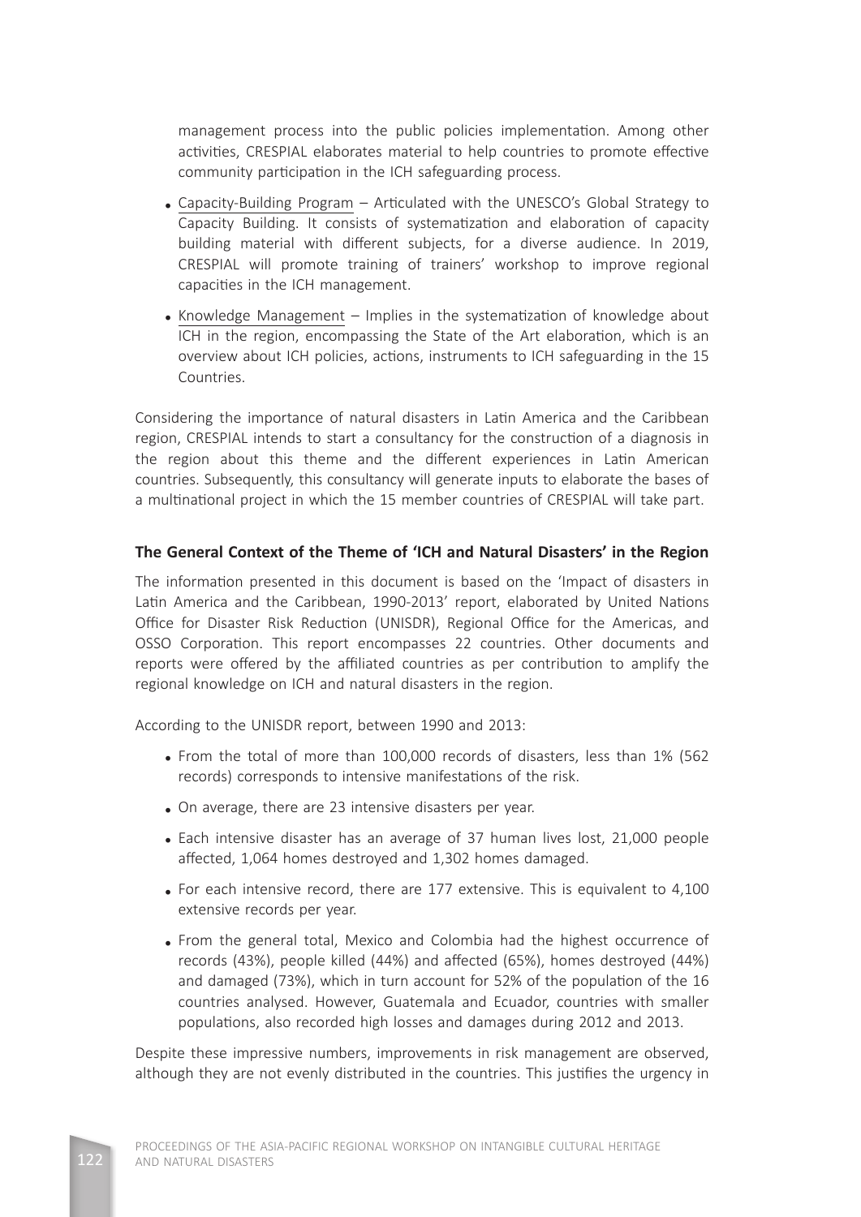management process into the public policies implementation. Among other activities, CRESPIAL elaborates material to help countries to promote effective community participation in the ICH safeguarding process.

- Capacity-Building Program – Articulated with the UNESCO's Global Strategy to Capacity Building. It consists of systematization and elaboration of capacity building material with different subjects, for a diverse audience. In 2019, CRESPIAL will promote training of trainers' workshop to improve regional capacities in the ICH management.
- Knowledge Management – Implies in the systematization of knowledge about ICH in the region, encompassing the State of the Art elaboration, which is an overview about ICH policies, actions, instruments to ICH safeguarding in the 15 Countries.

Considering the importance of natural disasters in Latin America and the Caribbean region, CRESPIAL intends to start a consultancy for the construction of a diagnosis in the region about this theme and the different experiences in Latin American countries. Subsequently, this consultancy will generate inputs to elaborate the bases of a multinational project in which the 15 member countries of CRESPIAL will take part.

**The General Context of the Theme of 'ICH and Natural Disasters' in the Region**

The information presented in this document is based on the 'Impact of disasters in Latin America and the Caribbean, 1990-2013' report, elaborated by United Nations Office for Disaster Risk Reduction (UNISDR), Regional Office for the Americas, and OSSO Corporation. This report encompasses 22 countries. Other documents and reports were offered by the affiliated countries as per contribution to amplify the regional knowledge on ICH and natural disasters in the region.

According to the UNISDR report, between 1990 and 2013:

- From the total of more than 100,000 records of disasters, less than 1% (562 records) corresponds to intensive manifestations of the risk.
- On average, there are 23 intensive disasters per year.
- Each intensive disaster has an average of 37 human lives lost, 21,000 people affected, 1,064 homes destroyed and 1,302 homes damaged.
- For each intensive record, there are 177 extensive. This is equivalent to 4,100 extensive records per year.
- From the general total, Mexico and Colombia had the highest occurrence of records (43%), people killed (44%) and affected (65%), homes destroyed (44%) and damaged (73%), which in turn account for 52% of the population of the 16 countries analysed. However, Guatemala and Ecuador, countries with smaller populations, also recorded high losses and damages during 2012 and 2013.

Despite these impressive numbers, improvements in risk management are observed, although they are not evenly distributed in the countries. This justifies the urgency in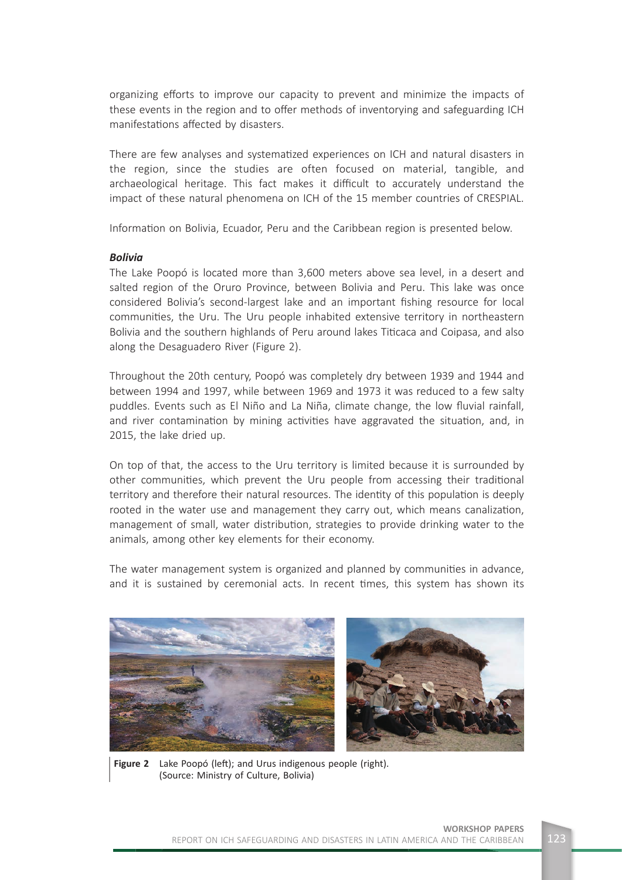organizing efforts to improve our capacity to prevent and minimize the impacts of these events in the region and to offer methods of inventorying and safeguarding ICH manifestations affected by disasters.

There are few analyses and systematized experiences on ICH and natural disasters in the region, since the studies are often focused on material, tangible, and archaeological heritage. This fact makes it difficult to accurately understand the impact of these natural phenomena on ICH of the 15 member countries of CRESPIAL.

Information on Bolivia, Ecuador, Peru and the Caribbean region is presented below.

***Bolivia***

The Lake Poopó is located more than 3,600 meters above sea level, in a desert and salted region of the Oruro Province, between Bolivia and Peru. This lake was once considered Bolivia's second-largest lake and an important fishing resource for local communities, the Uru. The Uru people inhabited extensive territory in northeastern Bolivia and the southern highlands of Peru around lakes Titicaca and Coipasa, and also along the Desaguadero River (Figure 2).

Throughout the 20th century, Poopó was completely dry between 1939 and 1944 and between 1994 and 1997, while between 1969 and 1973 it was reduced to a few salty puddles. Events such as El Niño and La Niña, climate change, the low fluvial rainfall, and river contamination by mining activities have aggravated the situation, and, in 2015, the lake dried up.

On top of that, the access to the Uru territory is limited because it is surrounded by other communities, which prevent the Uru people from accessing their traditional territory and therefore their natural resources. The identity of this population is deeply rooted in the water use and management they carry out, which means canalization, management of small, water distribution, strategies to provide drinking water to the animals, among other key elements for their economy.

The water management system is organized and planned by communities in advance, and it is sustained by ceremonial acts. In recent times, this system has shown its

**Figure 2** Lake Poopó (left); and Urus indigenous people (right). (Source: Ministry of Culture, Bolivia)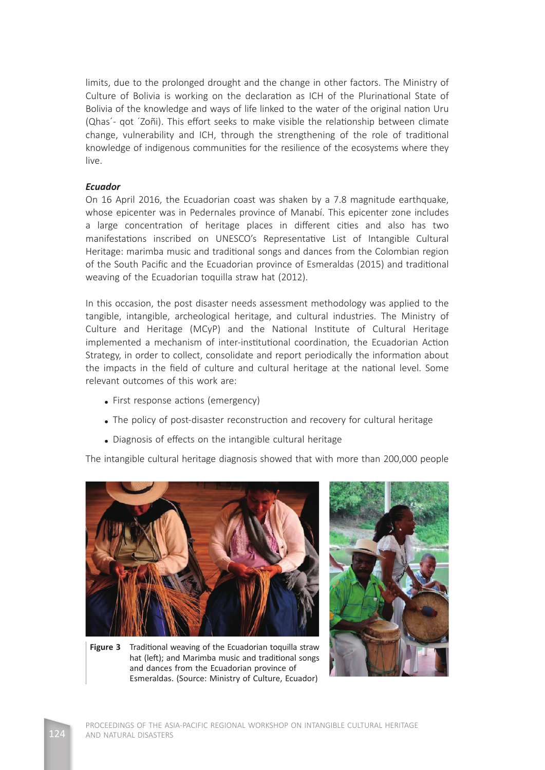limits, due to the prolonged drought and the change in other factors. The Ministry of Culture of Bolivia is working on the declaration as ICH of the Plurinational State of Bolivia of the knowledge and ways of life linked to the water of the original nation Uru (Qhas´- qot ´Zoñi). This effort seeks to make visible the relationship between climate change, vulnerability and ICH, through the strengthening of the role of traditional knowledge of indigenous communities for the resilience of the ecosystems where they live.

***Ecuador***

On 16 April 2016, the Ecuadorian coast was shaken by a 7.8 magnitude earthquake, whose epicenter was in Pedernales province of Manabí. This epicenter zone includes a large concentration of heritage places in different cities and also has two manifestations inscribed on UNESCO's Representative List of Intangible Cultural Heritage: marimba music and traditional songs and dances from the Colombian region of the South Pacific and the Ecuadorian province of Esmeraldas (2015) and traditional weaving of the Ecuadorian toquilla straw hat (2012).

In this occasion, the post disaster needs assessment methodology was applied to the tangible, intangible, archeological heritage, and cultural industries. The Ministry of Culture and Heritage (MCyP) and the National Institute of Cultural Heritage implemented a mechanism of inter-institutional coordination, the Ecuadorian Action Strategy, in order to collect, consolidate and report periodically the information about the impacts in the field of culture and cultural heritage at the national level. Some relevant outcomes of this work are:

- First response actions (emergency)
- The policy of post-disaster reconstruction and recovery for cultural heritage
- Diagnosis of effects on the intangible cultural heritage

The intangible cultural heritage diagnosis showed that with more than 200,000 people

**Figure 3** Traditional weaving of the Ecuadorian toquilla straw hat (left); and Marimba music and traditional songs and dances from the Ecuadorian province of Esmeraldas. (Source: Ministry of Culture, Ecuador)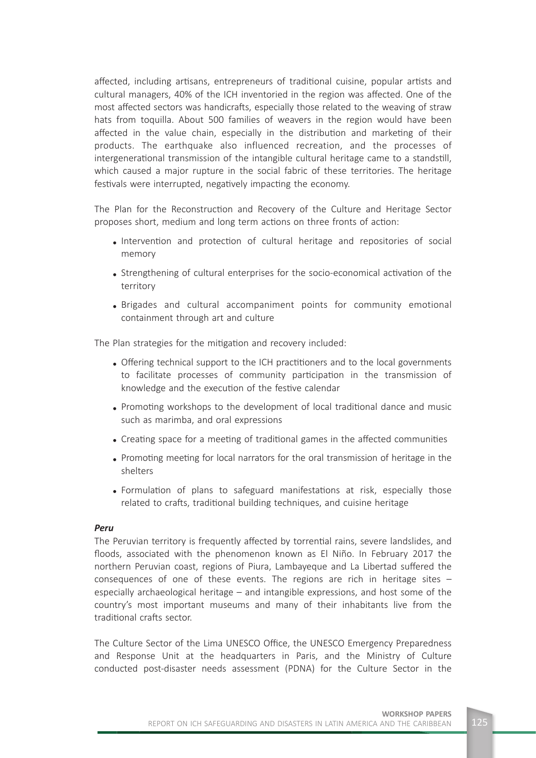affected, including artisans, entrepreneurs of traditional cuisine, popular artists and cultural managers, 40% of the ICH inventoried in the region was affected. One of the most affected sectors was handicrafts, especially those related to the weaving of straw hats from toquilla. About 500 families of weavers in the region would have been affected in the value chain, especially in the distribution and marketing of their products. The earthquake also influenced recreation, and the processes of intergenerational transmission of the intangible cultural heritage came to a standstill, which caused a major rupture in the social fabric of these territories. The heritage festivals were interrupted, negatively impacting the economy.

The Plan for the Reconstruction and Recovery of the Culture and Heritage Sector proposes short, medium and long term actions on three fronts of action:

- Intervention and protection of cultural heritage and repositories of social memory
- Strengthening of cultural enterprises for the socio-economical activation of the territory
- Brigades and cultural accompaniment points for community emotional containment through art and culture

The Plan strategies for the mitigation and recovery included:

- Offering technical support to the ICH practitioners and to the local governments to facilitate processes of community participation in the transmission of knowledge and the execution of the festive calendar
- Promoting workshops to the development of local traditional dance and music such as marimba, and oral expressions
- Creating space for a meeting of traditional games in the affected communities
- Promoting meeting for local narrators for the oral transmission of heritage in the shelters
- Formulation of plans to safeguard manifestations at risk, especially those related to crafts, traditional building techniques, and cuisine heritage

***Peru***

The Peruvian territory is frequently affected by torrential rains, severe landslides, and floods, associated with the phenomenon known as El Niño. In February 2017 the northern Peruvian coast, regions of Piura, Lambayeque and La Libertad suffered the consequences of one of these events. The regions are rich in heritage sites – especially archaeological heritage – and intangible expressions, and host some of the country's most important museums and many of their inhabitants live from the traditional crafts sector.

The Culture Sector of the Lima UNESCO Office, the UNESCO Emergency Preparedness and Response Unit at the headquarters in Paris, and the Ministry of Culture conducted post-disaster needs assessment (PDNA) for the Culture Sector in the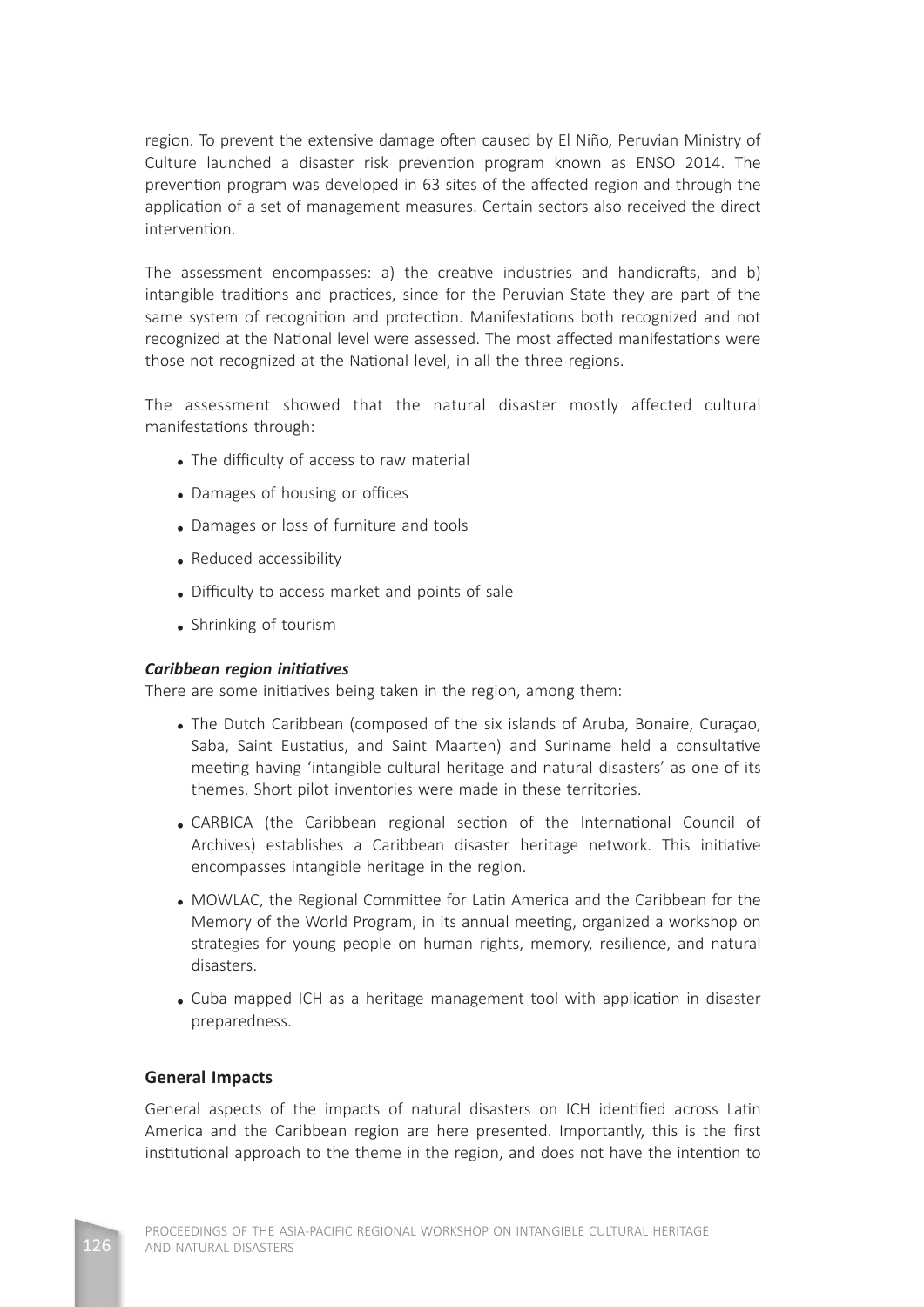region. To prevent the extensive damage often caused by El Niño, Peruvian Ministry of Culture launched a disaster risk prevention program known as ENSO 2014. The prevention program was developed in 63 sites of the affected region and through the application of a set of management measures. Certain sectors also received the direct intervention.

The assessment encompasses: a) the creative industries and handicrafts, and b) intangible traditions and practices, since for the Peruvian State they are part of the same system of recognition and protection. Manifestations both recognized and not recognized at the National level were assessed. The most affected manifestations were those not recognized at the National level, in all the three regions.

The assessment showed that the natural disaster mostly affected cultural manifestations through:

- The difficulty of access to raw material
- Damages of housing or offices
- Damages or loss of furniture and tools
- Reduced accessibility
- Difficulty to access market and points of sale
- Shrinking of tourism

***Caribbean region initiatives***

There are some initiatives being taken in the region, among them:

- The Dutch Caribbean (composed of the six islands of Aruba, Bonaire, Curaçao, Saba, Saint Eustatius, and Saint Maarten) and Suriname held a consultative meeting having 'intangible cultural heritage and natural disasters' as one of its themes. Short pilot inventories were made in these territories.
- CARBICA (the Caribbean regional section of the International Council of Archives) establishes a Caribbean disaster heritage network. This initiative encompasses intangible heritage in the region.
- MOWLAC, the Regional Committee for Latin America and the Caribbean for the Memory of the World Program, in its annual meeting, organized a workshop on strategies for young people on human rights, memory, resilience, and natural disasters.
- Cuba mapped ICH as a heritage management tool with application in disaster preparedness.

**General Impacts**

General aspects of the impacts of natural disasters on ICH identified across Latin America and the Caribbean region are here presented. Importantly, this is the first institutional approach to the theme in the region, and does not have the intention to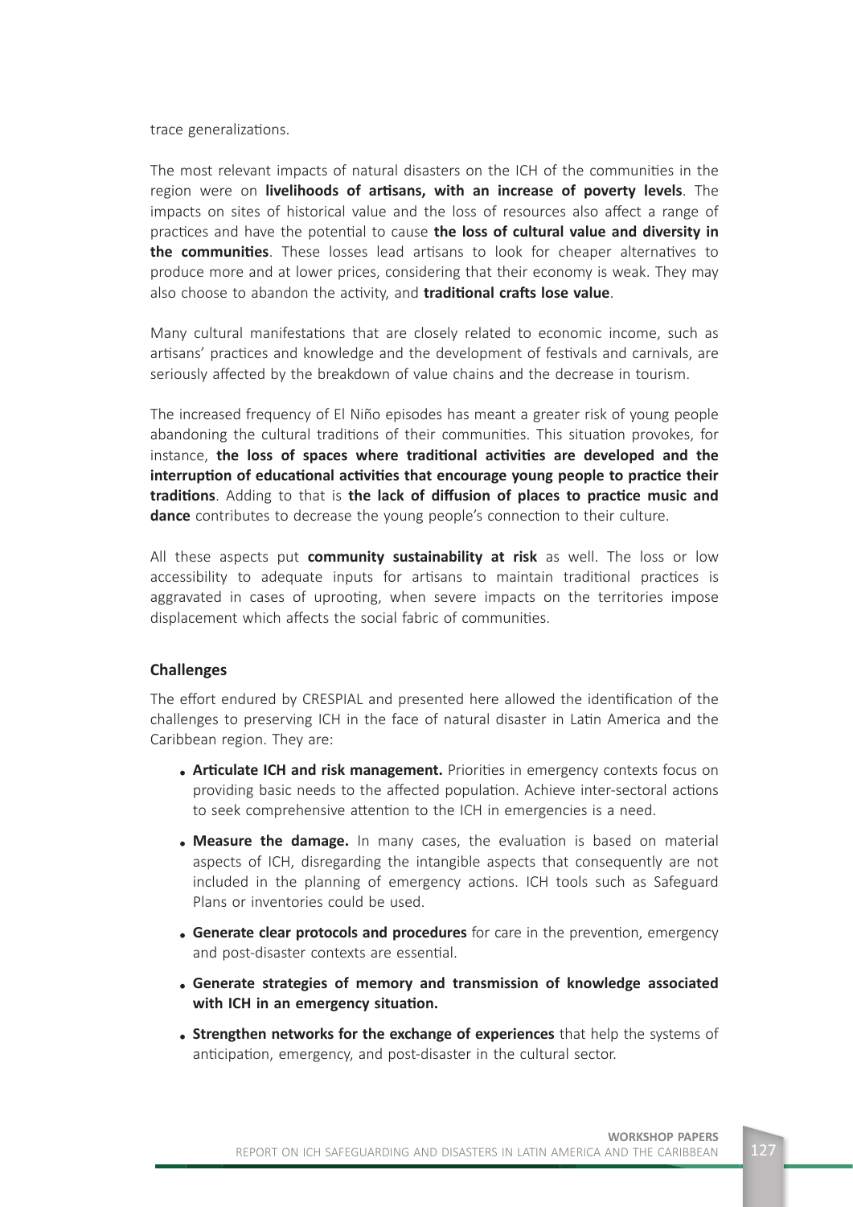trace generalizations.

The most relevant impacts of natural disasters on the ICH of the communities in the region were on **livelihoods of artisans, with an increase of poverty levels**. The impacts on sites of historical value and the loss of resources also affect a range of practices and have the potential to cause **the loss of cultural value and diversity in the communities**. These losses lead artisans to look for cheaper alternatives to produce more and at lower prices, considering that their economy is weak. They may also choose to abandon the activity, and **traditional crafts lose value**.

Many cultural manifestations that are closely related to economic income, such as artisans' practices and knowledge and the development of festivals and carnivals, are seriously affected by the breakdown of value chains and the decrease in tourism.

The increased frequency of El Niño episodes has meant a greater risk of young people abandoning the cultural traditions of their communities. This situation provokes, for instance, **the loss of spaces where traditional activities are developed and the interruption of educational activities that encourage young people to practice their traditions**. Adding to that is **the lack of diffusion of places to practice music and dance** contributes to decrease the young people's connection to their culture.

All these aspects put **community sustainability at risk** as well. The loss or low accessibility to adequate inputs for artisans to maintain traditional practices is aggravated in cases of uprooting, when severe impacts on the territories impose displacement which affects the social fabric of communities.

### Challenges

The effort endured by CRESPIAL and presented here allowed the identification of the challenges to preserving ICH in the face of natural disaster in Latin America and the Caribbean region. They are:

- **Articulate ICH and risk management.** Priorities in emergency contexts focus on providing basic needs to the affected population. Achieve inter-sectoral actions to seek comprehensive attention to the ICH in emergencies is a need.
- **Measure the damage.** In many cases, the evaluation is based on material aspects of ICH, disregarding the intangible aspects that consequently are not included in the planning of emergency actions. ICH tools such as Safeguard Plans or inventories could be used.
- **Generate clear protocols and procedures** for care in the prevention, emergency and post-disaster contexts are essential.
- **Generate strategies of memory and transmission of knowledge associated with ICH in an emergency situation.**
- **Strengthen networks for the exchange of experiences** that help the systems of anticipation, emergency, and post-disaster in the cultural sector.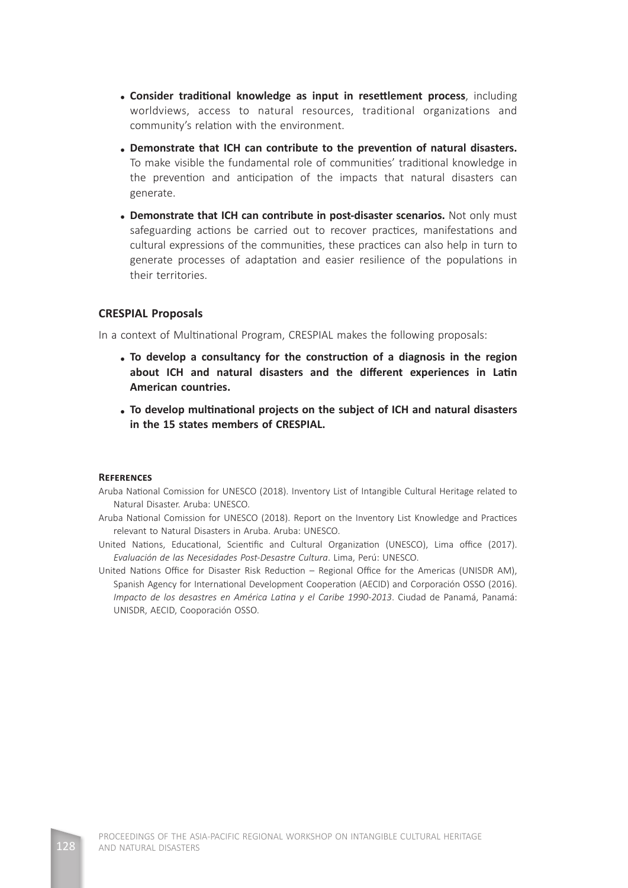- **Consider traditional knowledge as input in resettlement process**, including worldviews, access to natural resources, traditional organizations and community's relation with the environment.
- **Demonstrate that ICH can contribute to the prevention of natural disasters.** To make visible the fundamental role of communities' traditional knowledge in the prevention and anticipation of the impacts that natural disasters can generate.
- **Demonstrate that ICH can contribute in post-disaster scenarios.** Not only must safeguarding actions be carried out to recover practices, manifestations and cultural expressions of the communities, these practices can also help in turn to generate processes of adaptation and easier resilience of the populations in their territories.

### CRESPIAL Proposals

In a context of Multinational Program, CRESPIAL makes the following proposals:

- **To develop a consultancy for the construction of a diagnosis in the region about ICH and natural disasters and the different experiences in Latin American countries.**
- **To develop multinational projects on the subject of ICH and natural disasters in the 15 states members of CRESPIAL.**

#### References

Aruba National Comission for UNESCO (2018). Inventory List of Intangible Cultural Heritage related to Natural Disaster. Aruba: UNESCO.

Aruba National Comission for UNESCO (2018). Report on the Inventory List Knowledge and Practices relevant to Natural Disasters in Aruba. Aruba: UNESCO.

United Nations, Educational, Scientific and Cultural Organization (UNESCO), Lima office (2017). *Evaluación de las Necesidades Post-Desastre Cultura*. Lima, Perú: UNESCO.

United Nations Office for Disaster Risk Reduction – Regional Office for the Americas (UNISDR AM), Spanish Agency for International Development Cooperation (AECID) and Corporación OSSO (2016). *Impacto de los desastres en América Latina y el Caribe 1990-2013*. Ciudad de Panamá, Panamá: UNISDR, AECID, Cooporación OSSO.